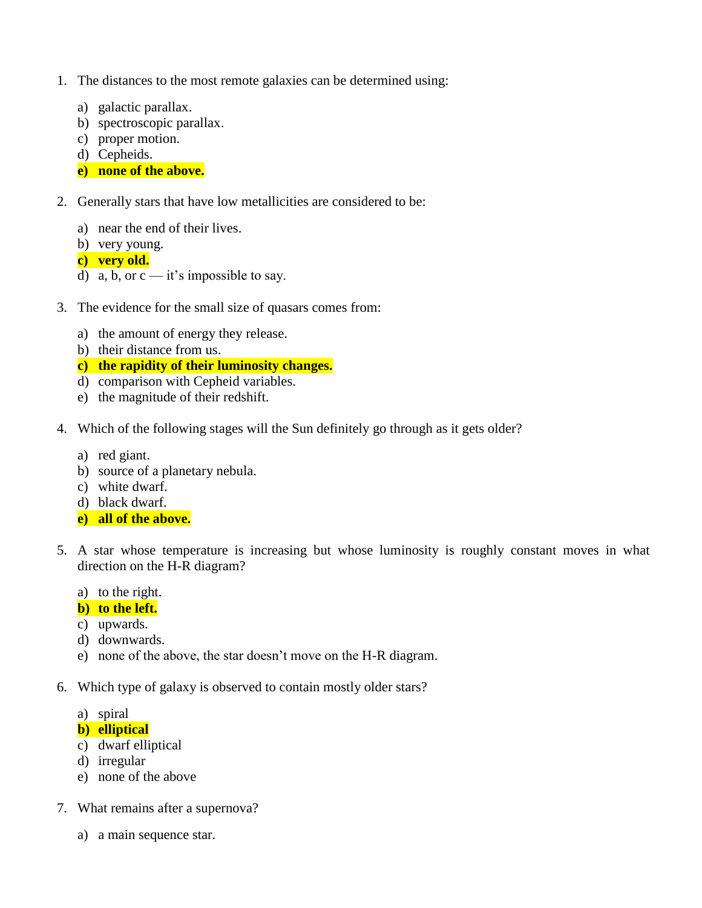1. The distances to the most remote galaxies can be determined using:

   a) galactic parallax.
   b) spectroscopic parallax.
   c) proper motion.
   d) Cepheids.
   **e) none of the above.**

2. Generally stars that have low metallicities are considered to be:

   a) near the end of their lives.
   b) very young.
   **c) very old.**
   d) a, b, or c — it's impossible to say.

3. The evidence for the small size of quasars comes from:

   a) the amount of energy they release.
   b) their distance from us.
   **c) the rapidity of their luminosity changes.**
   d) comparison with Cepheid variables.
   e) the magnitude of their redshift.

4. Which of the following stages will the Sun definitely go through as it gets older?

   a) red giant.
   b) source of a planetary nebula.
   c) white dwarf.
   d) black dwarf.
   **e) all of the above.**

5. A star whose temperature is increasing but whose luminosity is roughly constant moves in what direction on the H-R diagram?

   a) to the right.
   **b) to the left.**
   c) upwards.
   d) downwards.
   e) none of the above, the star doesn't move on the H-R diagram.

6. Which type of galaxy is observed to contain mostly older stars?

   a) spiral
   **b) elliptical**
   c) dwarf elliptical
   d) irregular
   e) none of the above

7. What remains after a supernova?

   a) a main sequence star.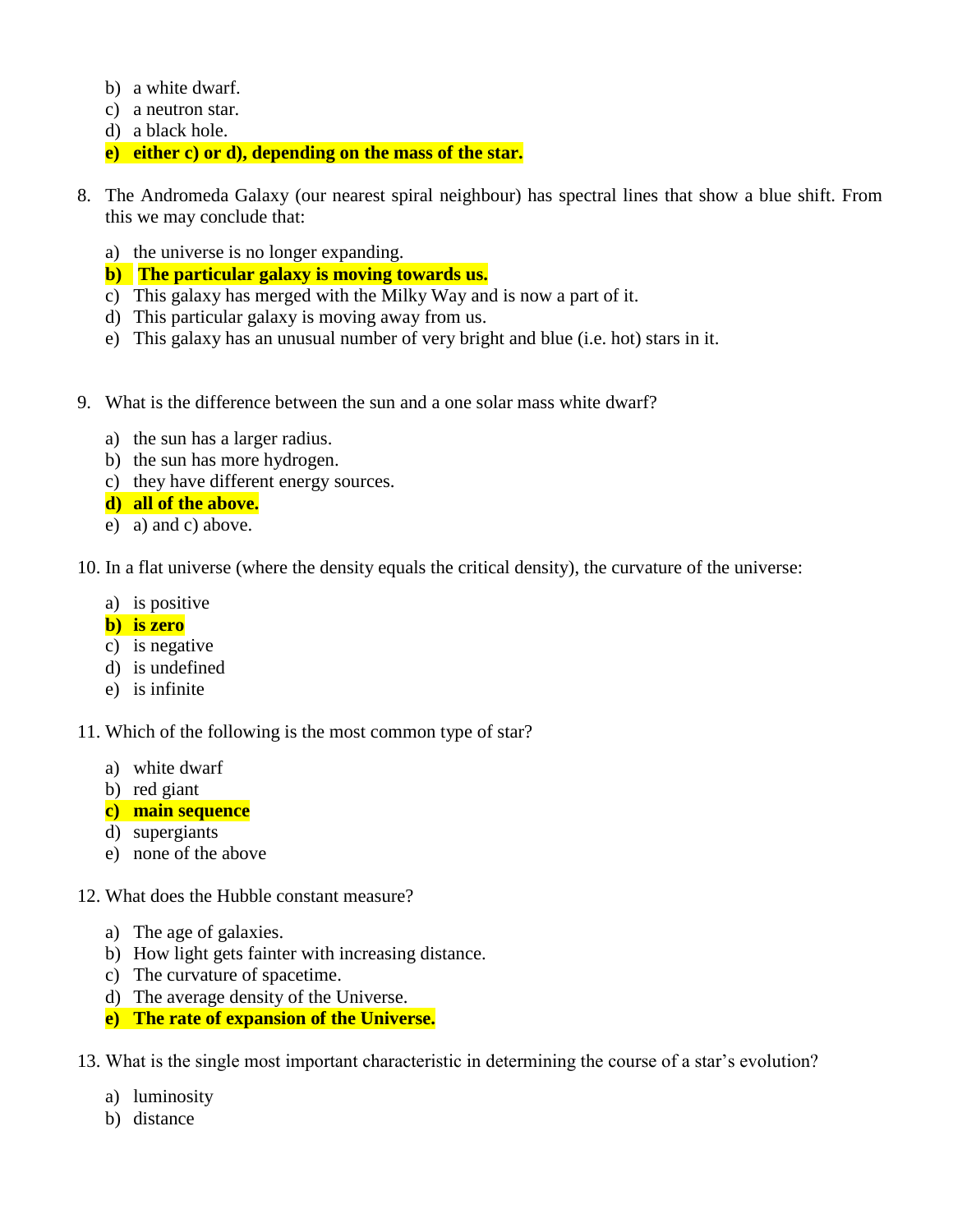b) a white dwarf.
c) a neutron star.
d) a black hole.
**e) either c) or d), depending on the mass of the star.**

8. The Andromeda Galaxy (our nearest spiral neighbour) has spectral lines that show a blue shift. From this we may conclude that:

   a) the universe is no longer expanding.
   **b) The particular galaxy is moving towards us.**
   c) This galaxy has merged with the Milky Way and is now a part of it.
   d) This particular galaxy is moving away from us.
   e) This galaxy has an unusual number of very bright and blue (i.e. hot) stars in it.

9. What is the difference between the sun and a one solar mass white dwarf?

   a) the sun has a larger radius.
   b) the sun has more hydrogen.
   c) they have different energy sources.
   **d) all of the above.**
   e) a) and c) above.

10. In a flat universe (where the density equals the critical density), the curvature of the universe:

    a) is positive
    **b) is zero**
    c) is negative
    d) is undefined
    e) is infinite

11. Which of the following is the most common type of star?

    a) white dwarf
    b) red giant
    **c) main sequence**
    d) supergiants
    e) none of the above

12. What does the Hubble constant measure?

    a) The age of galaxies.
    b) How light gets fainter with increasing distance.
    c) The curvature of spacetime.
    d) The average density of the Universe.
    **e) The rate of expansion of the Universe.**

13. What is the single most important characteristic in determining the course of a star's evolution?

    a) luminosity
    b) distance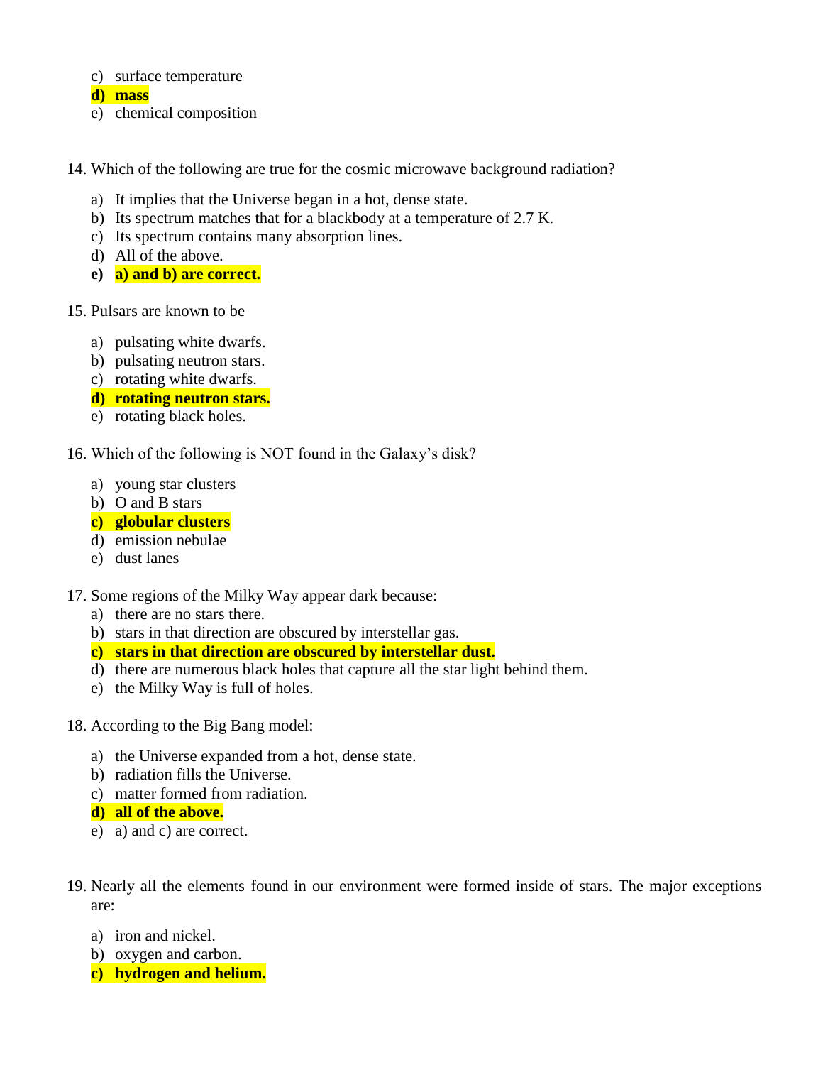c) surface temperature
**d) mass**
e) chemical composition

14. Which of the following are true for the cosmic microwave background radiation?

   a) It implies that the Universe began in a hot, dense state.
   b) Its spectrum matches that for a blackbody at a temperature of 2.7 K.
   c) Its spectrum contains many absorption lines.
   d) All of the above.
   **e) a) and b) are correct.**

15. Pulsars are known to be

   a) pulsating white dwarfs.
   b) pulsating neutron stars.
   c) rotating white dwarfs.
   **d) rotating neutron stars.**
   e) rotating black holes.

16. Which of the following is NOT found in the Galaxy's disk?

   a) young star clusters
   b) O and B stars
   **c) globular clusters**
   d) emission nebulae
   e) dust lanes

17. Some regions of the Milky Way appear dark because:
   a) there are no stars there.
   b) stars in that direction are obscured by interstellar gas.
   **c) stars in that direction are obscured by interstellar dust.**
   d) there are numerous black holes that capture all the star light behind them.
   e) the Milky Way is full of holes.

18. According to the Big Bang model:

   a) the Universe expanded from a hot, dense state.
   b) radiation fills the Universe.
   c) matter formed from radiation.
   **d) all of the above.**
   e) a) and c) are correct.

19. Nearly all the elements found in our environment were formed inside of stars. The major exceptions are:

   a) iron and nickel.
   b) oxygen and carbon.
   **c) hydrogen and helium.**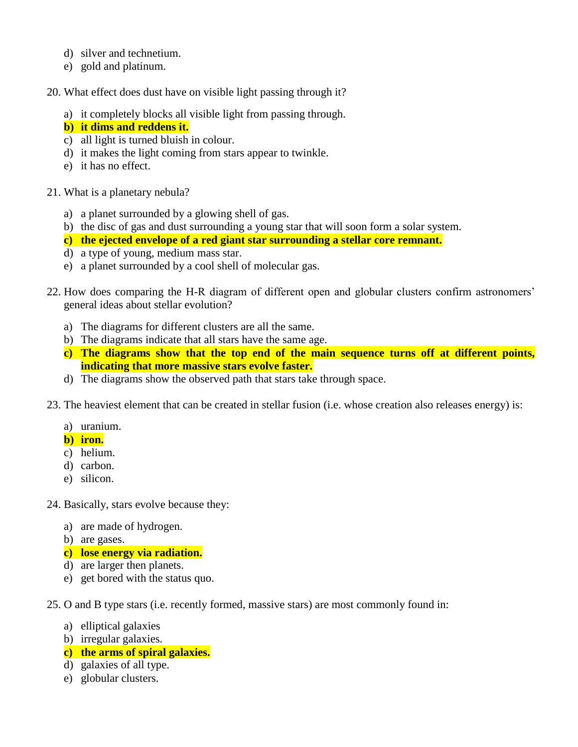d) silver and technetium.
e) gold and platinum.

20. What effect does dust have on visible light passing through it?

    a) it completely blocks all visible light from passing through.
    **b) it dims and reddens it.**
    c) all light is turned bluish in colour.
    d) it makes the light coming from stars appear to twinkle.
    e) it has no effect.

21. What is a planetary nebula?

    a) a planet surrounded by a glowing shell of gas.
    b) the disc of gas and dust surrounding a young star that will soon form a solar system.
    **c) the ejected envelope of a red giant star surrounding a stellar core remnant.**
    d) a type of young, medium mass star.
    e) a planet surrounded by a cool shell of molecular gas.

22. How does comparing the H-R diagram of different open and globular clusters confirm astronomers' general ideas about stellar evolution?

    a) The diagrams for different clusters are all the same.
    b) The diagrams indicate that all stars have the same age.
    **c) The diagrams show that the top end of the main sequence turns off at different points, indicating that more massive stars evolve faster.**
    d) The diagrams show the observed path that stars take through space.

23. The heaviest element that can be created in stellar fusion (i.e. whose creation also releases energy) is:

    a) uranium.
    **b) iron.**
    c) helium.
    d) carbon.
    e) silicon.

24. Basically, stars evolve because they:

    a) are made of hydrogen.
    b) are gases.
    **c) lose energy via radiation.**
    d) are larger then planets.
    e) get bored with the status quo.

25. O and B type stars (i.e. recently formed, massive stars) are most commonly found in:

    a) elliptical galaxies
    b) irregular galaxies.
    **c) the arms of spiral galaxies.**
    d) galaxies of all type.
    e) globular clusters.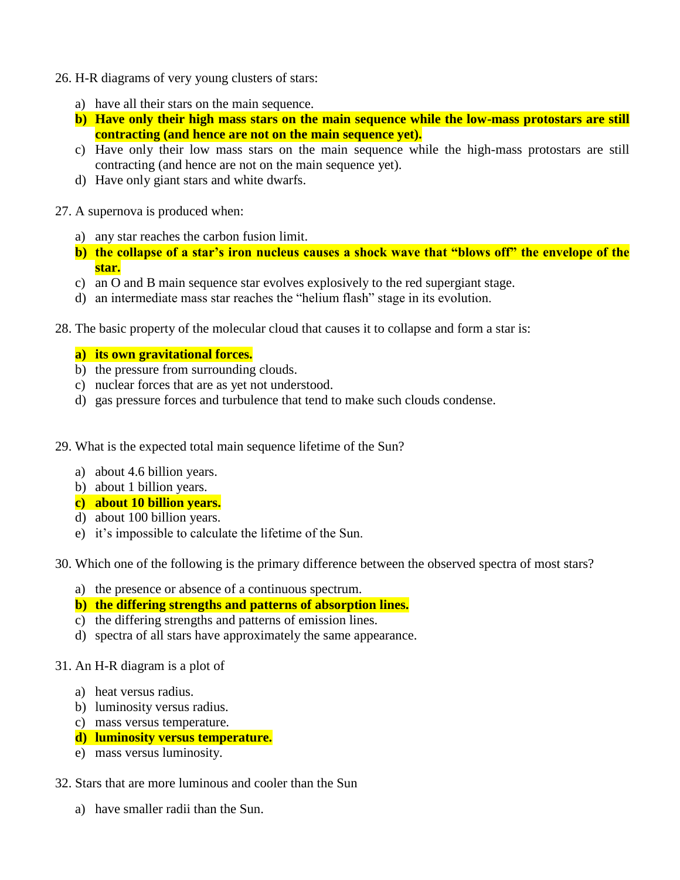26. H-R diagrams of very young clusters of stars:

    a) have all their stars on the main sequence.
    b) **Have only their high mass stars on the main sequence while the low-mass protostars are still contracting (and hence are not on the main sequence yet).**
    c) Have only their low mass stars on the main sequence while the high-mass protostars are still contracting (and hence are not on the main sequence yet).
    d) Have only giant stars and white dwarfs.

27. A supernova is produced when:

    a) any star reaches the carbon fusion limit.
    b) **the collapse of a star's iron nucleus causes a shock wave that "blows off" the envelope of the star.**
    c) an O and B main sequence star evolves explosively to the red supergiant stage.
    d) an intermediate mass star reaches the "helium flash" stage in its evolution.

28. The basic property of the molecular cloud that causes it to collapse and form a star is:

    a) **its own gravitational forces.**
    b) the pressure from surrounding clouds.
    c) nuclear forces that are as yet not understood.
    d) gas pressure forces and turbulence that tend to make such clouds condense.

29. What is the expected total main sequence lifetime of the Sun?

    a) about 4.6 billion years.
    b) about 1 billion years.
    c) **about 10 billion years.**
    d) about 100 billion years.
    e) it's impossible to calculate the lifetime of the Sun.

30. Which one of the following is the primary difference between the observed spectra of most stars?

    a) the presence or absence of a continuous spectrum.
    b) **the differing strengths and patterns of absorption lines.**
    c) the differing strengths and patterns of emission lines.
    d) spectra of all stars have approximately the same appearance.

31. An H-R diagram is a plot of

    a) heat versus radius.
    b) luminosity versus radius.
    c) mass versus temperature.
    d) **luminosity versus temperature.**
    e) mass versus luminosity.

32. Stars that are more luminous and cooler than the Sun

    a) have smaller radii than the Sun.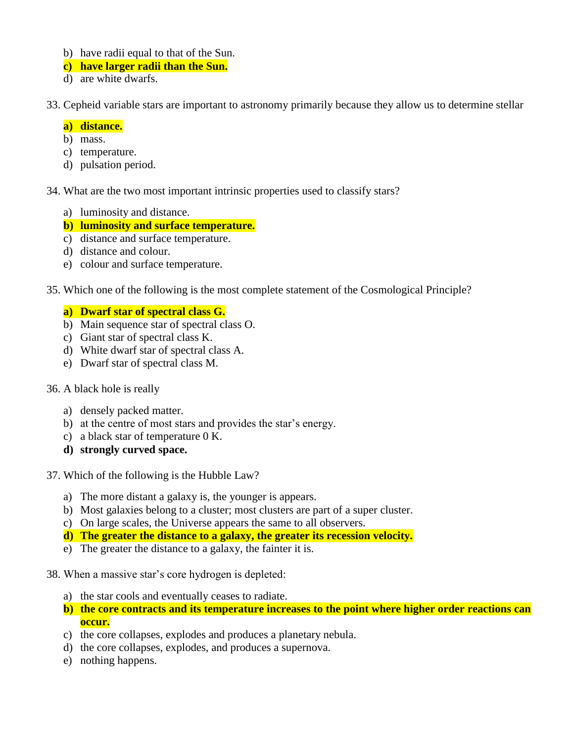b) have radii equal to that of the Sun.
**c) have larger radii than the Sun.**
d) are white dwarfs.

33. Cepheid variable stars are important to astronomy primarily because they allow us to determine stellar

**a) distance.**
b) mass.
c) temperature.
d) pulsation period.

34. What are the two most important intrinsic properties used to classify stars?

a) luminosity and distance.
**b) luminosity and surface temperature.**
c) distance and surface temperature.
d) distance and colour.
e) colour and surface temperature.

35. Which one of the following is the most complete statement of the Cosmological Principle?

**a) Dwarf star of spectral class G.**
b) Main sequence star of spectral class O.
c) Giant star of spectral class K.
d) White dwarf star of spectral class A.
e) Dwarf star of spectral class M.

36. A black hole is really

a) densely packed matter.
b) at the centre of most stars and provides the star's energy.
c) a black star of temperature 0 K.
**d) strongly curved space.**

37. Which of the following is the Hubble Law?

a) The more distant a galaxy is, the younger is appears.
b) Most galaxies belong to a cluster; most clusters are part of a super cluster.
c) On large scales, the Universe appears the same to all observers.
**d) The greater the distance to a galaxy, the greater its recession velocity.**
e) The greater the distance to a galaxy, the fainter it is.

38. When a massive star's core hydrogen is depleted:

a) the star cools and eventually ceases to radiate.
**b) the core contracts and its temperature increases to the point where higher order reactions can occur.**
c) the core collapses, explodes and produces a planetary nebula.
d) the core collapses, explodes, and produces a supernova.
e) nothing happens.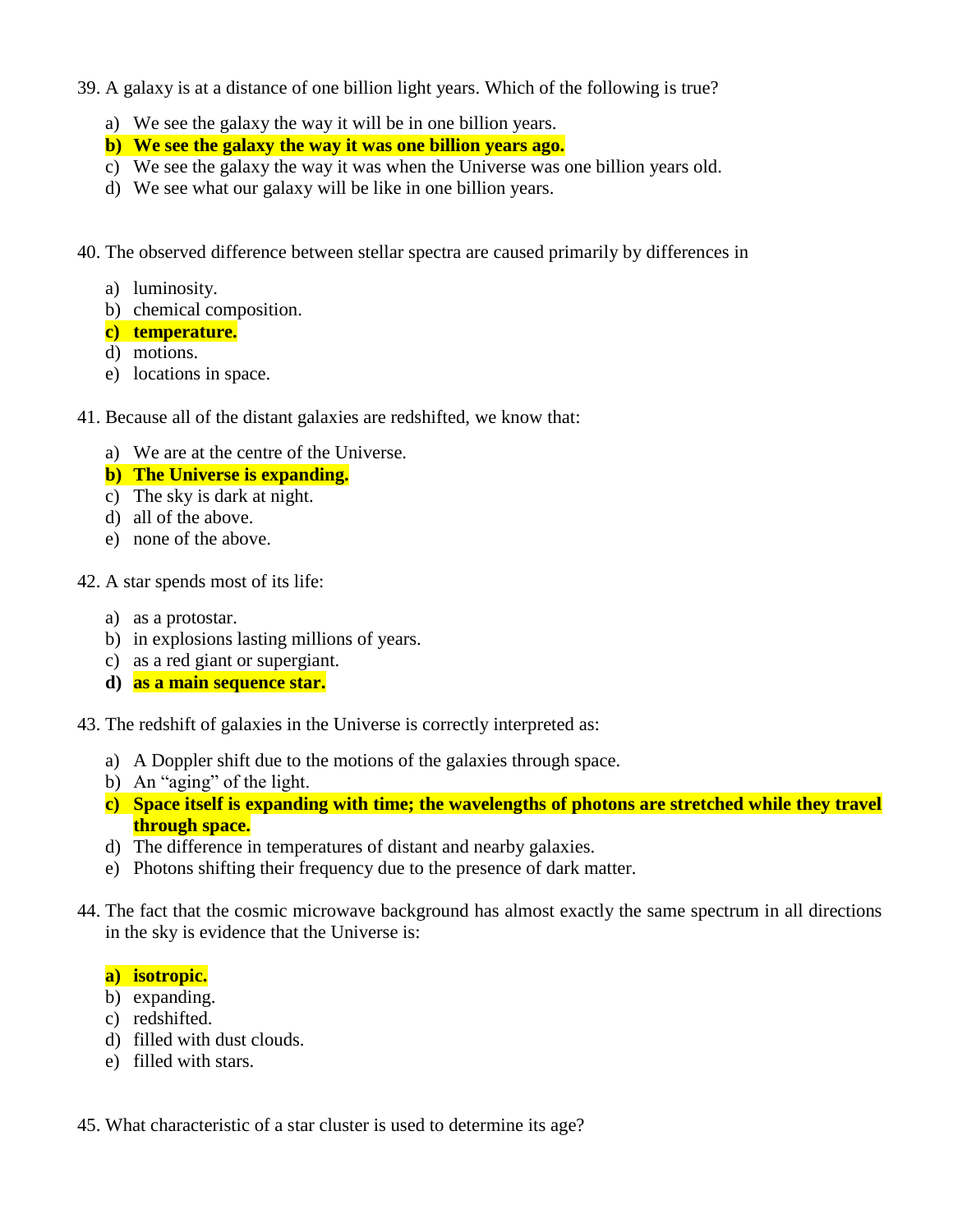39. A galaxy is at a distance of one billion light years. Which of the following is true?

    a) We see the galaxy the way it will be in one billion years.
    **b) We see the galaxy the way it was one billion years ago.**
    c) We see the galaxy the way it was when the Universe was one billion years old.
    d) We see what our galaxy will be like in one billion years.

40. The observed difference between stellar spectra are caused primarily by differences in

    a) luminosity.
    b) chemical composition.
    **c) temperature.**
    d) motions.
    e) locations in space.

41. Because all of the distant galaxies are redshifted, we know that:

    a) We are at the centre of the Universe.
    **b) The Universe is expanding.**
    c) The sky is dark at night.
    d) all of the above.
    e) none of the above.

42. A star spends most of its life:

    a) as a protostar.
    b) in explosions lasting millions of years.
    c) as a red giant or supergiant.
    **d) as a main sequence star.**

43. The redshift of galaxies in the Universe is correctly interpreted as:

    a) A Doppler shift due to the motions of the galaxies through space.
    b) An "aging" of the light.
    **c) Space itself is expanding with time; the wavelengths of photons are stretched while they travel through space.**
    d) The difference in temperatures of distant and nearby galaxies.
    e) Photons shifting their frequency due to the presence of dark matter.

44. The fact that the cosmic microwave background has almost exactly the same spectrum in all directions in the sky is evidence that the Universe is:

    **a) isotropic.**
    b) expanding.
    c) redshifted.
    d) filled with dust clouds.
    e) filled with stars.

45. What characteristic of a star cluster is used to determine its age?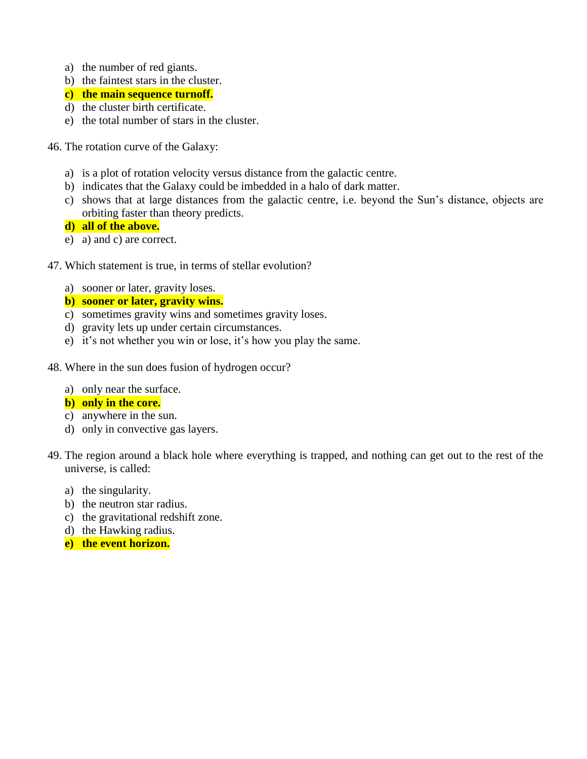a) the number of red giants.
b) the faintest stars in the cluster.
**c) the main sequence turnoff.**
d) the cluster birth certificate.
e) the total number of stars in the cluster.

46. The rotation curve of the Galaxy:

a) is a plot of rotation velocity versus distance from the galactic centre.
b) indicates that the Galaxy could be imbedded in a halo of dark matter.
c) shows that at large distances from the galactic centre, i.e. beyond the Sun's distance, objects are orbiting faster than theory predicts.
**d) all of the above.**
e) a) and c) are correct.

47. Which statement is true, in terms of stellar evolution?

a) sooner or later, gravity loses.
**b) sooner or later, gravity wins.**
c) sometimes gravity wins and sometimes gravity loses.
d) gravity lets up under certain circumstances.
e) it's not whether you win or lose, it's how you play the same.

48. Where in the sun does fusion of hydrogen occur?

a) only near the surface.
**b) only in the core.**
c) anywhere in the sun.
d) only in convective gas layers.

49. The region around a black hole where everything is trapped, and nothing can get out to the rest of the universe, is called:

a) the singularity.
b) the neutron star radius.
c) the gravitational redshift zone.
d) the Hawking radius.
**e) the event horizon.**